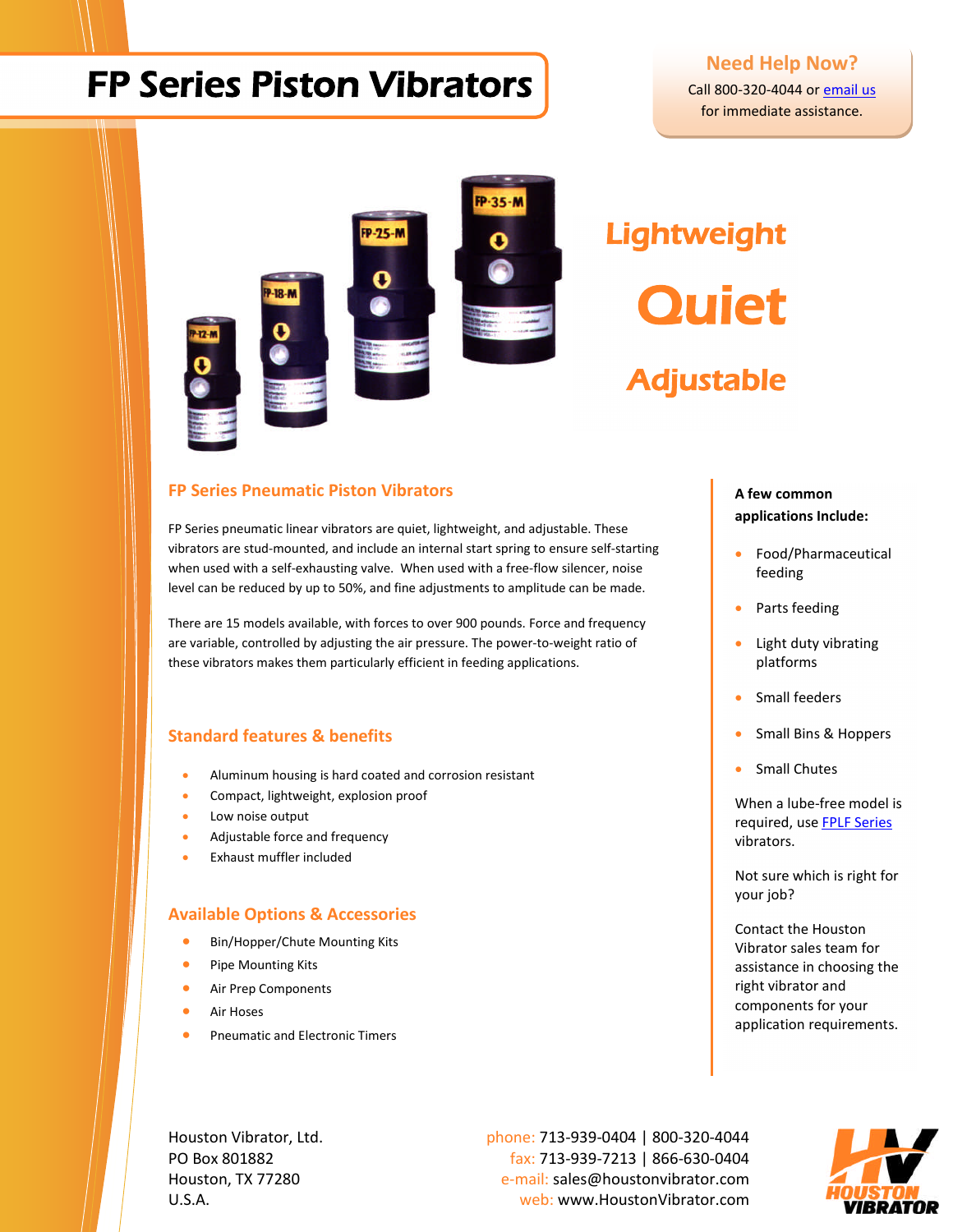# FP Series Piston Vibrators

**Need Help Now?**
Call 800-320-4044 or email us for immediate assistance.

**Lightweight**

**Quiet**

**Adjustable**

## FP Series Pneumatic Piston Vibrators

FP Series pneumatic linear vibrators are quiet, lightweight, and adjustable. These vibrators are stud-mounted, and include an internal start spring to ensure self-starting when used with a self-exhausting valve. When used with a free-flow silencer, noise level can be reduced by up to 50%, and fine adjustments to amplitude can be made.

There are 15 models available, with forces to over 900 pounds. Force and frequency are variable, controlled by adjusting the air pressure. The power-to-weight ratio of these vibrators makes them particularly efficient in feeding applications.

## Standard features & benefits

- Aluminum housing is hard coated and corrosion resistant
- Compact, lightweight, explosion proof
- Low noise output
- Adjustable force and frequency
- Exhaust muffler included

## Available Options & Accessories

- Bin/Hopper/Chute Mounting Kits
- Pipe Mounting Kits
- Air Prep Components
- Air Hoses
- Pneumatic and Electronic Timers

**A few common applications Include:**

- Food/Pharmaceutical feeding
- Parts feeding
- Light duty vibrating platforms
- Small feeders
- Small Bins & Hoppers
- Small Chutes

When a lube-free model is required, use FPLF Series vibrators.

Not sure which is right for your job?

Contact the Houston Vibrator sales team for assistance in choosing the right vibrator and components for your application requirements.

Houston Vibrator, Ltd.
PO Box 801882
Houston, TX 77280
U.S.A.

phone: 713-939-0404 | 800-320-4044
fax: 713-939-7213 | 866-630-0404
e-mail: sales@houstonvibrator.com
web: www.HoustonVibrator.com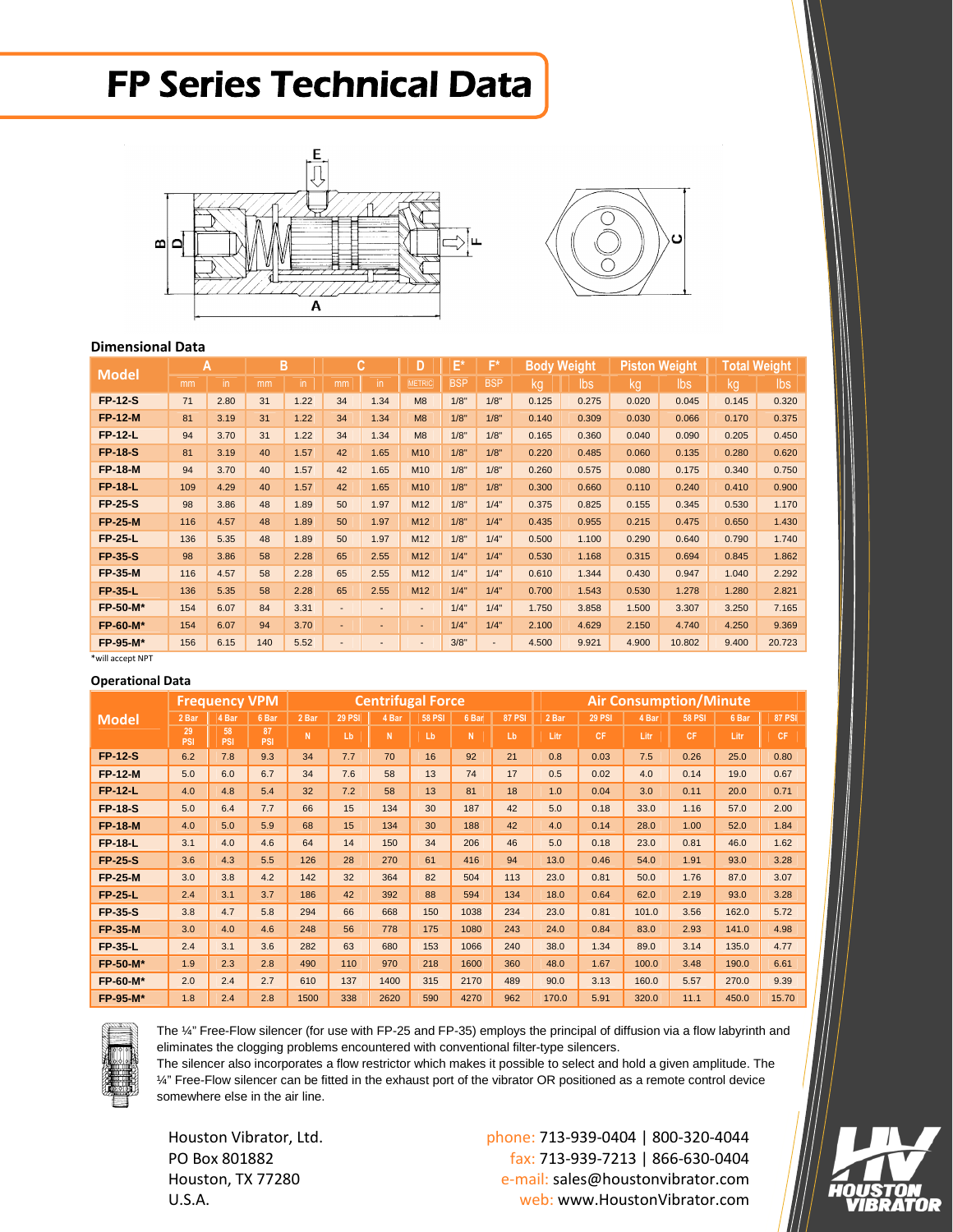# FP Series Technical Data

### Dimensional Data

| Model | A | | B | | C | | D | E* | F* | Body Weight | | Piston Weight | | Total Weight | |
|---|---|---|---|---|---|---|---|---|---|---|---|---|---|---|---|
| | mm | in | mm | in | mm | in | METRIC | BSP | BSP | kg | lbs | kg | lbs | kg | lbs |
| **FP-12-S** | 71 | 2.80 | 31 | 1.22 | 34 | 1.34 | M8 | 1/8" | 1/8" | 0.125 | 0.275 | 0.020 | 0.045 | 0.145 | 0.320 |
| **FP-12-M** | 81 | 3.19 | 31 | 1.22 | 34 | 1.34 | M8 | 1/8" | 1/8" | 0.140 | 0.309 | 0.030 | 0.066 | 0.170 | 0.375 |
| **FP-12-L** | 94 | 3.70 | 31 | 1.22 | 34 | 1.34 | M8 | 1/8" | 1/8" | 0.165 | 0.360 | 0.040 | 0.090 | 0.205 | 0.450 |
| **FP-18-S** | 81 | 3.19 | 40 | 1.57 | 42 | 1.65 | M10 | 1/8" | 1/8" | 0.220 | 0.485 | 0.060 | 0.135 | 0.280 | 0.620 |
| **FP-18-M** | 94 | 3.70 | 40 | 1.57 | 42 | 1.65 | M10 | 1/8" | 1/8" | 0.260 | 0.575 | 0.080 | 0.175 | 0.340 | 0.750 |
| **FP-18-L** | 109 | 4.29 | 40 | 1.57 | 42 | 1.65 | M10 | 1/8" | 1/8" | 0.300 | 0.660 | 0.110 | 0.240 | 0.410 | 0.900 |
| **FP-25-S** | 98 | 3.86 | 48 | 1.89 | 50 | 1.97 | M12 | 1/8" | 1/4" | 0.375 | 0.825 | 0.155 | 0.345 | 0.530 | 1.170 |
| **FP-25-M** | 116 | 4.57 | 48 | 1.89 | 50 | 1.97 | M12 | 1/8" | 1/4" | 0.435 | 0.955 | 0.215 | 0.475 | 0.650 | 1.430 |
| **FP-25-L** | 136 | 5.35 | 48 | 1.89 | 50 | 1.97 | M12 | 1/8" | 1/4" | 0.500 | 1.100 | 0.290 | 0.640 | 0.790 | 1.740 |
| **FP-35-S** | 98 | 3.86 | 58 | 2.28 | 65 | 2.55 | M12 | 1/4" | 1/4" | 0.530 | 1.168 | 0.315 | 0.694 | 0.845 | 1.862 |
| **FP-35-M** | 116 | 4.57 | 58 | 2.28 | 65 | 2.55 | M12 | 1/4" | 1/4" | 0.610 | 1.344 | 0.430 | 0.947 | 1.040 | 2.292 |
| **FP-35-L** | 136 | 5.35 | 58 | 2.28 | 65 | 2.55 | M12 | 1/4" | 1/4" | 0.700 | 1.543 | 0.530 | 1.278 | 1.280 | 2.821 |
| **FP-50-M*** | 154 | 6.07 | 84 | 3.31 | - | - | - | 1/4" | 1/4" | 1.750 | 3.858 | 1.500 | 3.307 | 3.250 | 7.165 |
| **FP-60-M*** | 154 | 6.07 | 94 | 3.70 | - | - | - | 1/4" | 1/4" | 2.100 | 4.629 | 2.150 | 4.740 | 4.250 | 9.369 |
| **FP-95-M*** | 156 | 6.15 | 140 | 5.52 | - | - | - | 3/8" | - | 4.500 | 9.921 | 4.900 | 10.802 | 9.400 | 20.723 |

*will accept NPT

### Operational Data

| Model | Frequency VPM | | | Centrifugal Force | | | | | | Air Consumption/Minute | | | | | |
|---|---|---|---|---|---|---|---|---|---|---|---|---|---|---|---|
| | 2 Bar 29 PSI | 4 Bar 58 PSI | 6 Bar 87 PSI | 2 Bar N | 29 PSI Lb | 4 Bar N | 58 PSI Lb | 6 Bar N | 87 PSI Lb | 2 Bar Litr | 29 PSI CF | 4 Bar Litr | 58 PSI CF | 6 Bar Litr | 87 PSI CF |
| **FP-12-S** | 6.2 | 7.8 | 9.3 | 34 | 7.7 | 70 | 16 | 92 | 21 | 0.8 | 0.03 | 7.5 | 0.26 | 25.0 | 0.80 |
| **FP-12-M** | 5.0 | 6.0 | 6.7 | 34 | 7.6 | 58 | 13 | 74 | 17 | 0.5 | 0.02 | 4.0 | 0.14 | 19.0 | 0.67 |
| **FP-12-L** | 4.0 | 4.8 | 5.4 | 32 | 7.2 | 58 | 13 | 81 | 18 | 1.0 | 0.04 | 3.0 | 0.11 | 20.0 | 0.71 |
| **FP-18-S** | 5.0 | 6.4 | 7.7 | 66 | 15 | 134 | 30 | 187 | 42 | 5.0 | 0.18 | 33.0 | 1.16 | 57.0 | 2.00 |
| **FP-18-M** | 4.0 | 5.0 | 5.9 | 68 | 15 | 134 | 30 | 188 | 42 | 4.0 | 0.14 | 28.0 | 1.00 | 52.0 | 1.84 |
| **FP-18-L** | 3.1 | 4.0 | 4.6 | 64 | 14 | 150 | 34 | 206 | 46 | 5.0 | 0.18 | 23.0 | 0.81 | 46.0 | 1.62 |
| **FP-25-S** | 3.6 | 4.3 | 5.5 | 126 | 28 | 270 | 61 | 416 | 94 | 13.0 | 0.46 | 54.0 | 1.91 | 93.0 | 3.28 |
| **FP-25-M** | 3.0 | 3.8 | 4.2 | 142 | 32 | 364 | 82 | 504 | 113 | 23.0 | 0.81 | 50.0 | 1.76 | 87.0 | 3.07 |
| **FP-25-L** | 2.4 | 3.1 | 3.7 | 186 | 42 | 392 | 88 | 594 | 134 | 18.0 | 0.64 | 62.0 | 2.19 | 93.0 | 3.28 |
| **FP-35-S** | 3.8 | 4.7 | 5.8 | 294 | 66 | 668 | 150 | 1038 | 234 | 23.0 | 0.81 | 101.0 | 3.56 | 162.0 | 5.72 |
| **FP-35-M** | 3.0 | 4.0 | 4.6 | 248 | 56 | 778 | 175 | 1080 | 243 | 24.0 | 0.84 | 83.0 | 2.93 | 141.0 | 4.98 |
| **FP-35-L** | 2.4 | 3.1 | 3.6 | 282 | 63 | 680 | 153 | 1066 | 240 | 38.0 | 1.34 | 89.0 | 3.14 | 135.0 | 4.77 |
| **FP-50-M*** | 1.9 | 2.3 | 2.8 | 490 | 110 | 970 | 218 | 1600 | 360 | 48.0 | 1.67 | 100.0 | 3.48 | 190.0 | 6.61 |
| **FP-60-M*** | 2.0 | 2.4 | 2.7 | 610 | 137 | 1400 | 315 | 2170 | 489 | 90.0 | 3.13 | 160.0 | 5.57 | 270.0 | 9.39 |
| **FP-95-M*** | 1.8 | 2.4 | 2.8 | 1500 | 338 | 2620 | 590 | 4270 | 962 | 170.0 | 5.91 | 320.0 | 11.1 | 450.0 | 15.70 |

The ¼" Free-Flow silencer (for use with FP-25 and FP-35) employs the principal of diffusion via a flow labyrinth and eliminates the clogging problems encountered with conventional filter-type silencers.
The silencer also incorporates a flow restrictor which makes it possible to select and hold a given amplitude. The ¼" Free-Flow silencer can be fitted in the exhaust port of the vibrator OR positioned as a remote control device somewhere else in the air line.

Houston Vibrator, Ltd.
PO Box 801882
Houston, TX 77280
U.S.A.

phone: 713-939-0404 | 800-320-4044
fax: 713-939-7213 | 866-630-0404
e-mail: sales@houstonvibrator.com
web: www.HoustonVibrator.com